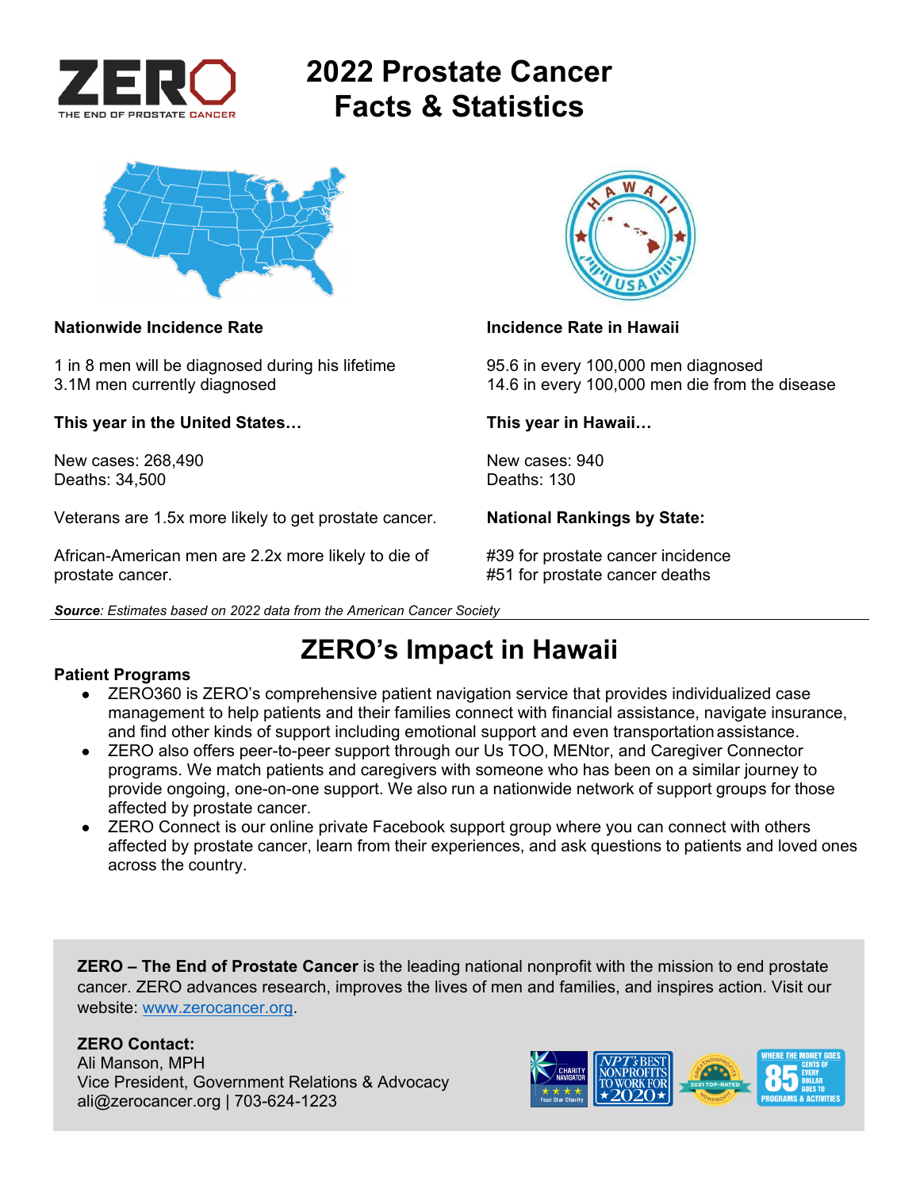ZERO
THE END OF PROSTATE CANCER

# 2022 Prostate Cancer Facts & Statistics

**Nationwide Incidence Rate**

1 in 8 men will be diagnosed during his lifetime
3.1M men currently diagnosed

**This year in the United States…**

New cases: 268,490
Deaths: 34,500

Veterans are 1.5x more likely to get prostate cancer.

African-American men are 2.2x more likely to die of prostate cancer.

**Incidence Rate in Hawaii**

95.6 in every 100,000 men diagnosed
14.6 in every 100,000 men die from the disease

**This year in Hawaii…**

New cases: 940
Deaths: 130

**National Rankings by State:**

#39 for prostate cancer incidence
#51 for prostate cancer deaths

***Source****: Estimates based on 2022 data from the American Cancer Society*

## ZERO's Impact in Hawaii

**Patient Programs**

- ZERO360 is ZERO's comprehensive patient navigation service that provides individualized case management to help patients and their families connect with financial assistance, navigate insurance, and find other kinds of support including emotional support and even transportation assistance.
- ZERO also offers peer-to-peer support through our Us TOO, MENtor, and Caregiver Connector programs. We match patients and caregivers with someone who has been on a similar journey to provide ongoing, one-on-one support. We also run a nationwide network of support groups for those affected by prostate cancer.
- ZERO Connect is our online private Facebook support group where you can connect with others affected by prostate cancer, learn from their experiences, and ask questions to patients and loved ones across the country.

**ZERO – The End of Prostate Cancer** is the leading national nonprofit with the mission to end prostate cancer. ZERO advances research, improves the lives of men and families, and inspires action. Visit our website: [www.zerocancer.org](http://www.zerocancer.org).

**ZERO Contact:**
Ali Manson, MPH
Vice President, Government Relations & Advocacy
ali@zerocancer.org | 703-624-1223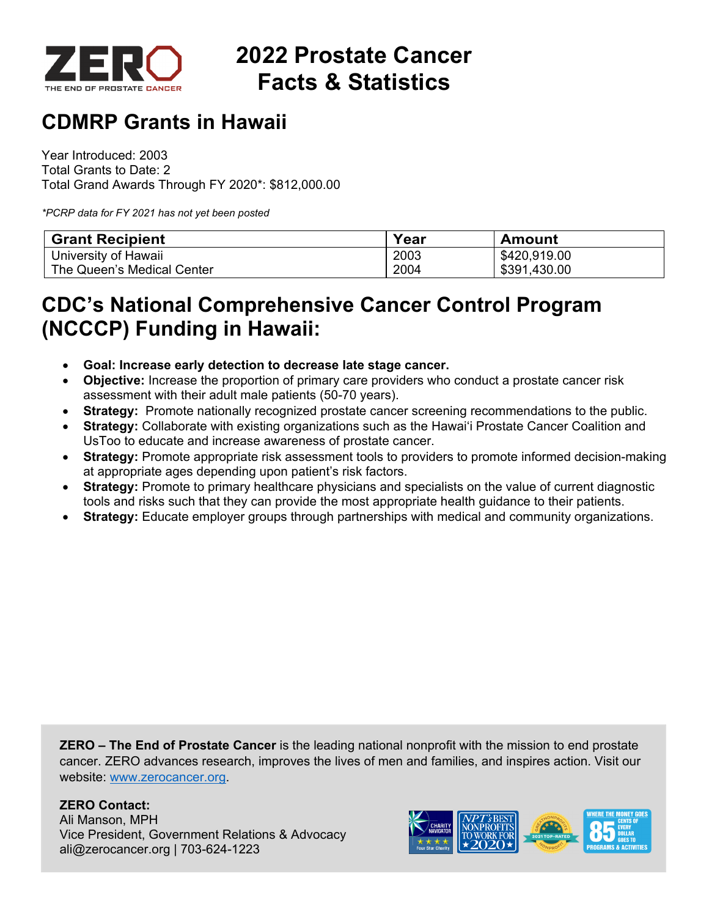# 2022 Prostate Cancer Facts & Statistics

## CDMRP Grants in Hawaii

Year Introduced: 2003
Total Grants to Date: 2
Total Grand Awards Through FY 2020*: $812,000.00

*\*PCRP data for FY 2021 has not yet been posted*

| Grant Recipient | Year | Amount |
|---|---|---|
| University of Hawaii | 2003 | $420,919.00 |
| The Queen's Medical Center | 2004 | $391,430.00 |

## CDC's National Comprehensive Cancer Control Program (NCCCP) Funding in Hawaii:

- **Goal: Increase early detection to decrease late stage cancer.**
- **Objective:** Increase the proportion of primary care providers who conduct a prostate cancer risk assessment with their adult male patients (50-70 years).
- **Strategy:** Promote nationally recognized prostate cancer screening recommendations to the public.
- **Strategy:** Collaborate with existing organizations such as the Hawaiʻi Prostate Cancer Coalition and UsToo to educate and increase awareness of prostate cancer.
- **Strategy:** Promote appropriate risk assessment tools to providers to promote informed decision-making at appropriate ages depending upon patient's risk factors.
- **Strategy:** Promote to primary healthcare physicians and specialists on the value of current diagnostic tools and risks such that they can provide the most appropriate health guidance to their patients.
- **Strategy:** Educate employer groups through partnerships with medical and community organizations.

**ZERO – The End of Prostate Cancer** is the leading national nonprofit with the mission to end prostate cancer. ZERO advances research, improves the lives of men and families, and inspires action. Visit our website: www.zerocancer.org.

**ZERO Contact:**
Ali Manson, MPH
Vice President, Government Relations & Advocacy
ali@zerocancer.org | 703-624-1223